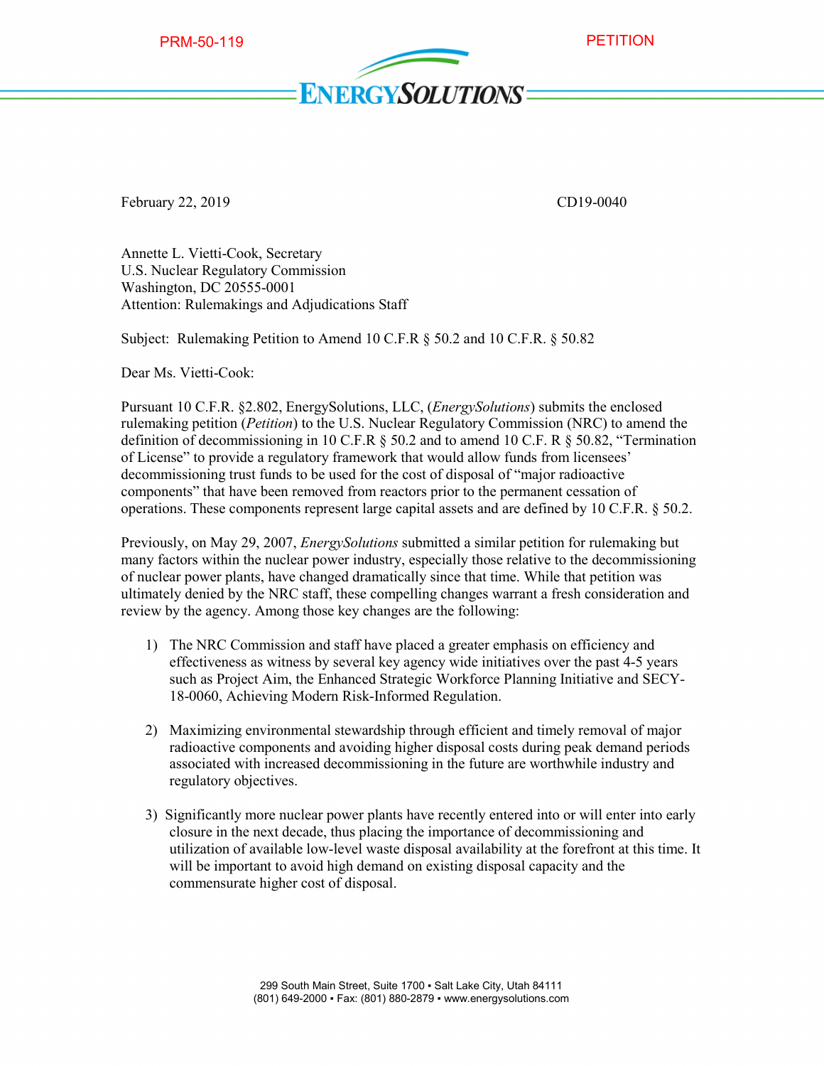PRM-50-119 PETITION

ENERGYSOLUTIONS

February 22, 2019 CD19-0040

Annette L. Vietti-Cook, Secretary
U.S. Nuclear Regulatory Commission
Washington, DC 20555-0001
Attention: Rulemakings and Adjudications Staff

Subject: Rulemaking Petition to Amend 10 C.F.R § 50.2 and 10 C.F.R. § 50.82

Dear Ms. Vietti-Cook:

Pursuant 10 C.F.R. §2.802, EnergySolutions, LLC, (*EnergySolutions*) submits the enclosed rulemaking petition (*Petition*) to the U.S. Nuclear Regulatory Commission (NRC) to amend the definition of decommissioning in 10 C.F.R § 50.2 and to amend 10 C.F. R § 50.82, "Termination of License" to provide a regulatory framework that would allow funds from licensees' decommissioning trust funds to be used for the cost of disposal of "major radioactive components" that have been removed from reactors prior to the permanent cessation of operations. These components represent large capital assets and are defined by 10 C.F.R. § 50.2.

Previously, on May 29, 2007, *EnergySolutions* submitted a similar petition for rulemaking but many factors within the nuclear power industry, especially those relative to the decommissioning of nuclear power plants, have changed dramatically since that time. While that petition was ultimately denied by the NRC staff, these compelling changes warrant a fresh consideration and review by the agency. Among those key changes are the following:

1) The NRC Commission and staff have placed a greater emphasis on efficiency and effectiveness as witness by several key agency wide initiatives over the past 4-5 years such as Project Aim, the Enhanced Strategic Workforce Planning Initiative and SECY-18-0060, Achieving Modern Risk-Informed Regulation.

2) Maximizing environmental stewardship through efficient and timely removal of major radioactive components and avoiding higher disposal costs during peak demand periods associated with increased decommissioning in the future are worthwhile industry and regulatory objectives.

3) Significantly more nuclear power plants have recently entered into or will enter into early closure in the next decade, thus placing the importance of decommissioning and utilization of available low-level waste disposal availability at the forefront at this time. It will be important to avoid high demand on existing disposal capacity and the commensurate higher cost of disposal.

299 South Main Street, Suite 1700 ▪ Salt Lake City, Utah 84111
(801) 649-2000 ▪ Fax: (801) 880-2879 ▪ www.energysolutions.com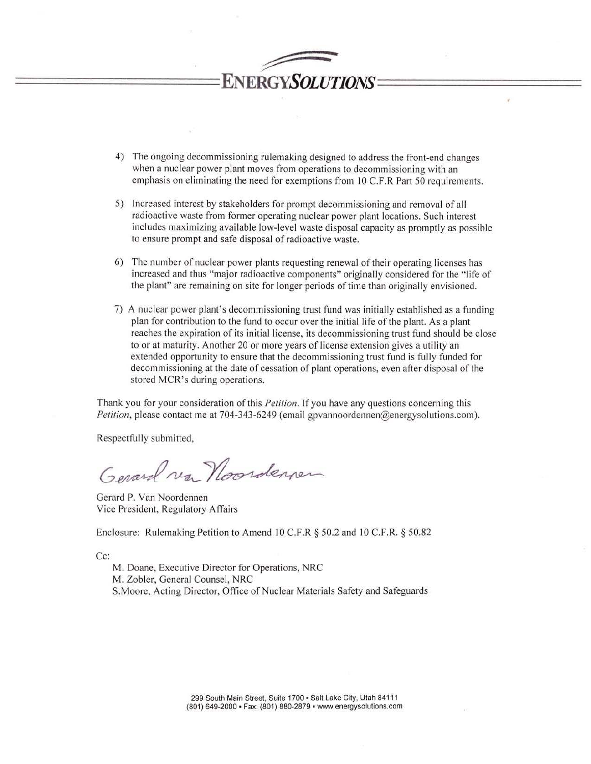4) The ongoing decommissioning rulemaking designed to address the front-end changes when a nuclear power plant moves from operations to decommissioning with an emphasis on eliminating the need for exemptions from 10 C.F.R Part 50 requirements.

5) Increased interest by stakeholders for prompt decommissioning and removal of all radioactive waste from former operating nuclear power plant locations. Such interest includes maximizing available low-level waste disposal capacity as promptly as possible to ensure prompt and safe disposal of radioactive waste.

6) The number of nuclear power plants requesting renewal of their operating licenses has increased and thus "major radioactive components" originally considered for the "life of the plant" are remaining on site for longer periods of time than originally envisioned.

7) A nuclear power plant's decommissioning trust fund was initially established as a funding plan for contribution to the fund to occur over the initial life of the plant. As a plant reaches the expiration of its initial license, its decommissioning trust fund should be close to or at maturity. Another 20 or more years of license extension gives a utility an extended opportunity to ensure that the decommissioning trust fund is fully funded for decommissioning at the date of cessation of plant operations, even after disposal of the stored MCR's during operations.

Thank you for your consideration of this *Petition*. If you have any questions concerning this *Petition*, please contact me at 704-343-6249 (email gpvannoordennen@energysolutions.com).

Respectfully submitted,

Gerard van Noordennen

Gerard P. Van Noordennen
Vice President, Regulatory Affairs

Enclosure: Rulemaking Petition to Amend 10 C.F.R § 50.2 and 10 C.F.R. § 50.82

Cc:

M. Doane, Executive Director for Operations, NRC
M. Zobler, General Counsel, NRC
S.Moore, Acting Director, Office of Nuclear Materials Safety and Safeguards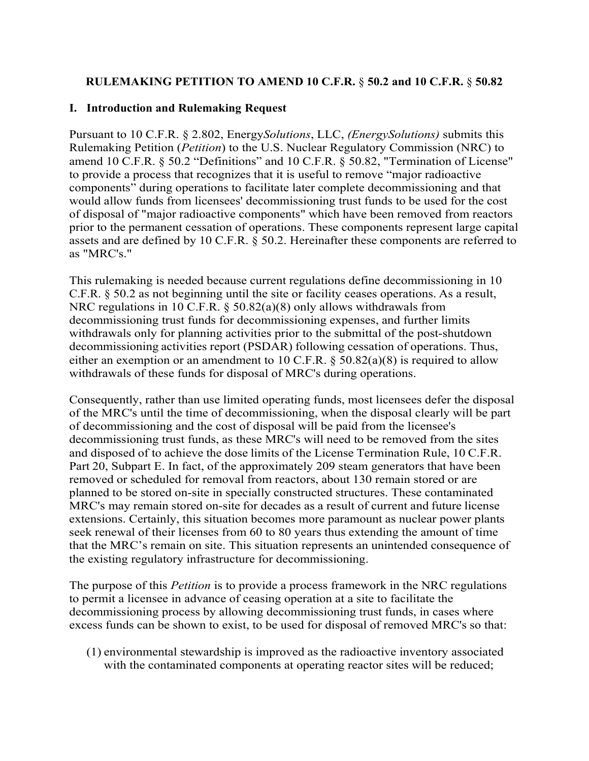**RULEMAKING PETITION TO AMEND 10 C.F.R. § 50.2 and 10 C.F.R. § 50.82**

## I. Introduction and Rulemaking Request

Pursuant to 10 C.F.R. § 2.802, Energy*Solutions*, LLC, *(EnergySolutions)* submits this Rulemaking Petition (*Petition*) to the U.S. Nuclear Regulatory Commission (NRC) to amend 10 C.F.R. § 50.2 "Definitions" and 10 C.F.R. § 50.82, "Termination of License" to provide a process that recognizes that it is useful to remove "major radioactive components" during operations to facilitate later complete decommissioning and that would allow funds from licensees' decommissioning trust funds to be used for the cost of disposal of "major radioactive components" which have been removed from reactors prior to the permanent cessation of operations. These components represent large capital assets and are defined by 10 C.F.R. § 50.2. Hereinafter these components are referred to as "MRC's."

This rulemaking is needed because current regulations define decommissioning in 10 C.F.R. § 50.2 as not beginning until the site or facility ceases operations. As a result, NRC regulations in 10 C.F.R. § 50.82(a)(8) only allows withdrawals from decommissioning trust funds for decommissioning expenses, and further limits withdrawals only for planning activities prior to the submittal of the post-shutdown decommissioning activities report (PSDAR) following cessation of operations. Thus, either an exemption or an amendment to 10 C.F.R. § 50.82(a)(8) is required to allow withdrawals of these funds for disposal of MRC's during operations.

Consequently, rather than use limited operating funds, most licensees defer the disposal of the MRC's until the time of decommissioning, when the disposal clearly will be part of decommissioning and the cost of disposal will be paid from the licensee's decommissioning trust funds, as these MRC's will need to be removed from the sites and disposed of to achieve the dose limits of the License Termination Rule, 10 C.F.R. Part 20, Subpart E. In fact, of the approximately 209 steam generators that have been removed or scheduled for removal from reactors, about 130 remain stored or are planned to be stored on-site in specially constructed structures. These contaminated MRC's may remain stored on-site for decades as a result of current and future license extensions. Certainly, this situation becomes more paramount as nuclear power plants seek renewal of their licenses from 60 to 80 years thus extending the amount of time that the MRC's remain on site. This situation represents an unintended consequence of the existing regulatory infrastructure for decommissioning.

The purpose of this *Petition* is to provide a process framework in the NRC regulations to permit a licensee in advance of ceasing operation at a site to facilitate the decommissioning process by allowing decommissioning trust funds, in cases where excess funds can be shown to exist, to be used for disposal of removed MRC's so that:

(1) environmental stewardship is improved as the radioactive inventory associated with the contaminated components at operating reactor sites will be reduced;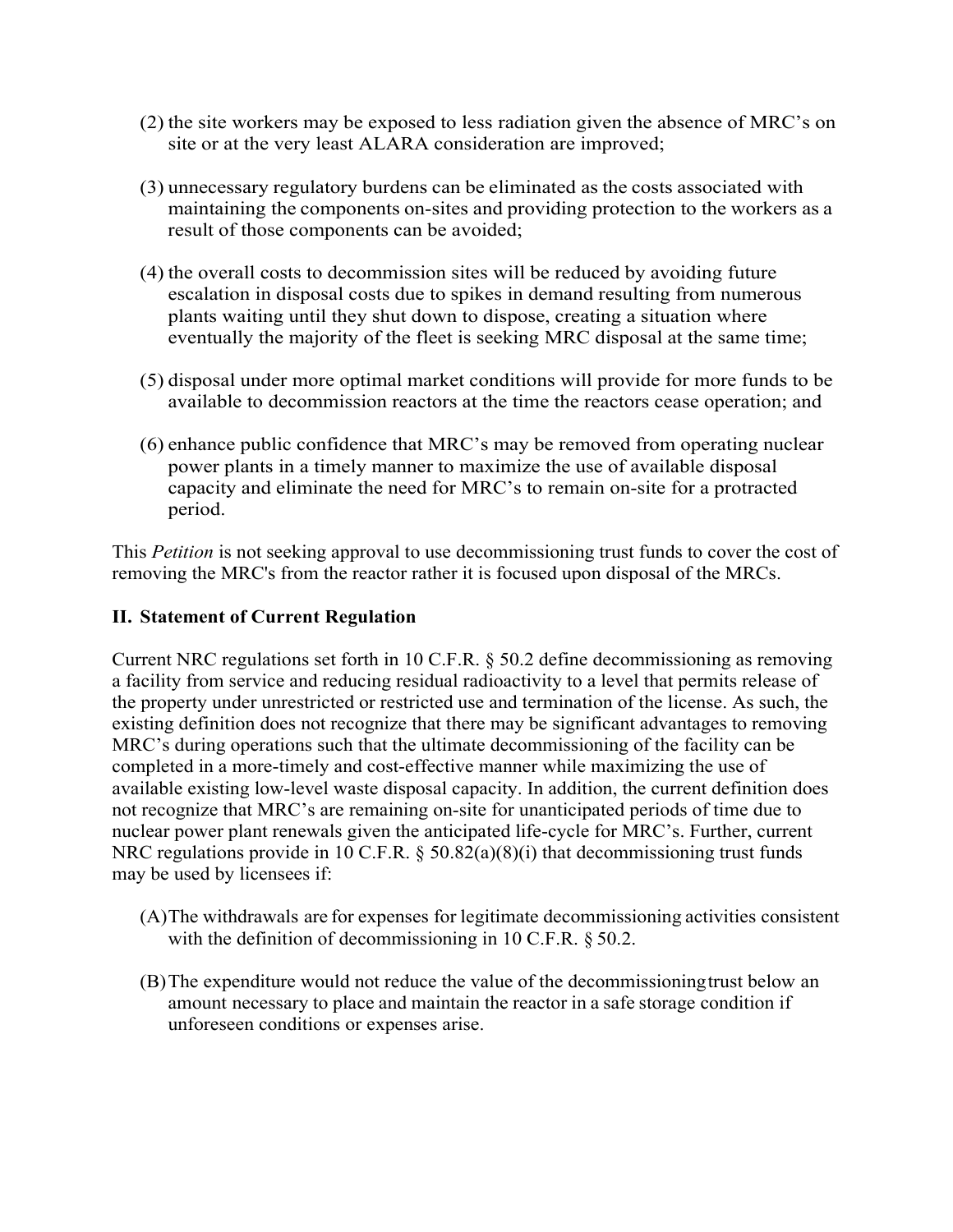(2) the site workers may be exposed to less radiation given the absence of MRC's on site or at the very least ALARA consideration are improved;

(3) unnecessary regulatory burdens can be eliminated as the costs associated with maintaining the components on-sites and providing protection to the workers as a result of those components can be avoided;

(4) the overall costs to decommission sites will be reduced by avoiding future escalation in disposal costs due to spikes in demand resulting from numerous plants waiting until they shut down to dispose, creating a situation where eventually the majority of the fleet is seeking MRC disposal at the same time;

(5) disposal under more optimal market conditions will provide for more funds to be available to decommission reactors at the time the reactors cease operation; and

(6) enhance public confidence that MRC's may be removed from operating nuclear power plants in a timely manner to maximize the use of available disposal capacity and eliminate the need for MRC's to remain on-site for a protracted period.

This *Petition* is not seeking approval to use decommissioning trust funds to cover the cost of removing the MRC's from the reactor rather it is focused upon disposal of the MRCs.

## II. Statement of Current Regulation

Current NRC regulations set forth in 10 C.F.R. § 50.2 define decommissioning as removing a facility from service and reducing residual radioactivity to a level that permits release of the property under unrestricted or restricted use and termination of the license. As such, the existing definition does not recognize that there may be significant advantages to removing MRC's during operations such that the ultimate decommissioning of the facility can be completed in a more-timely and cost-effective manner while maximizing the use of available existing low-level waste disposal capacity. In addition, the current definition does not recognize that MRC's are remaining on-site for unanticipated periods of time due to nuclear power plant renewals given the anticipated life-cycle for MRC's. Further, current NRC regulations provide in 10 C.F.R. § 50.82(a)(8)(i) that decommissioning trust funds may be used by licensees if:

(A) The withdrawals are for expenses for legitimate decommissioning activities consistent with the definition of decommissioning in 10 C.F.R. § 50.2.

(B) The expenditure would not reduce the value of the decommissioning trust below an amount necessary to place and maintain the reactor in a safe storage condition if unforeseen conditions or expenses arise.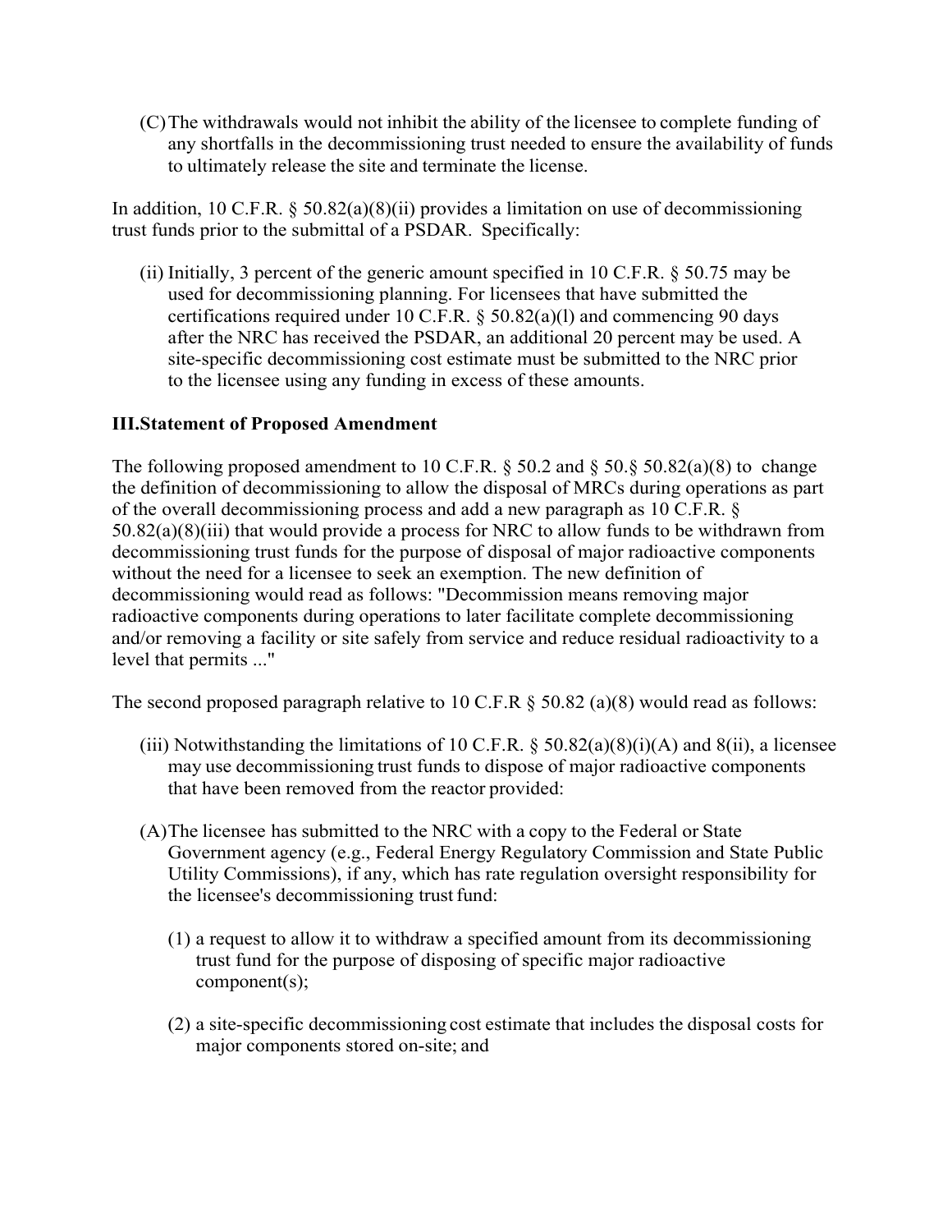(C) The withdrawals would not inhibit the ability of the licensee to complete funding of any shortfalls in the decommissioning trust needed to ensure the availability of funds to ultimately release the site and terminate the license.

In addition, 10 C.F.R. § 50.82(a)(8)(ii) provides a limitation on use of decommissioning trust funds prior to the submittal of a PSDAR. Specifically:

(ii) Initially, 3 percent of the generic amount specified in 10 C.F.R. § 50.75 may be used for decommissioning planning. For licensees that have submitted the certifications required under 10 C.F.R. § 50.82(a)(l) and commencing 90 days after the NRC has received the PSDAR, an additional 20 percent may be used. A site-specific decommissioning cost estimate must be submitted to the NRC prior to the licensee using any funding in excess of these amounts.

**III.Statement of Proposed Amendment**

The following proposed amendment to 10 C.F.R. § 50.2 and § 50.§ 50.82(a)(8) to change the definition of decommissioning to allow the disposal of MRCs during operations as part of the overall decommissioning process and add a new paragraph as 10 C.F.R. § 50.82(a)(8)(iii) that would provide a process for NRC to allow funds to be withdrawn from decommissioning trust funds for the purpose of disposal of major radioactive components without the need for a licensee to seek an exemption. The new definition of decommissioning would read as follows: "Decommission means removing major radioactive components during operations to later facilitate complete decommissioning and/or removing a facility or site safely from service and reduce residual radioactivity to a level that permits ..."

The second proposed paragraph relative to 10 C.F.R § 50.82 (a)(8) would read as follows:

(iii) Notwithstanding the limitations of 10 C.F.R. § 50.82(a)(8)(i)(A) and 8(ii), a licensee may use decommissioning trust funds to dispose of major radioactive components that have been removed from the reactor provided:

(A) The licensee has submitted to the NRC with a copy to the Federal or State Government agency (e.g., Federal Energy Regulatory Commission and State Public Utility Commissions), if any, which has rate regulation oversight responsibility for the licensee's decommissioning trust fund:

(1) a request to allow it to withdraw a specified amount from its decommissioning trust fund for the purpose of disposing of specific major radioactive component(s);

(2) a site-specific decommissioning cost estimate that includes the disposal costs for major components stored on-site; and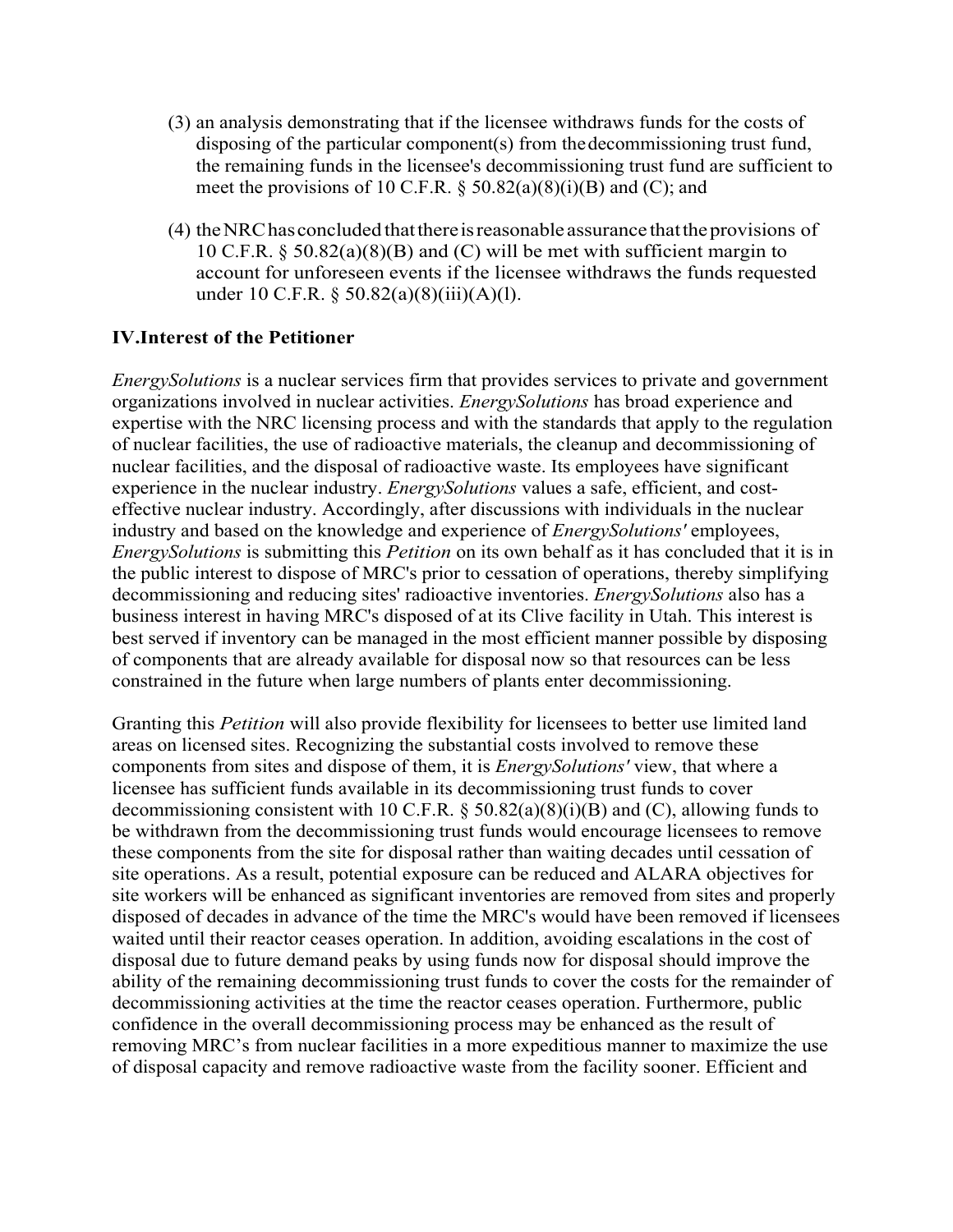(3) an analysis demonstrating that if the licensee withdraws funds for the costs of disposing of the particular component(s) from the decommissioning trust fund, the remaining funds in the licensee's decommissioning trust fund are sufficient to meet the provisions of 10 C.F.R. § 50.82(a)(8)(i)(B) and (C); and

(4) the NRC has concluded that there is reasonable assurance that the provisions of 10 C.F.R. § 50.82(a)(8)(B) and (C) will be met with sufficient margin to account for unforeseen events if the licensee withdraws the funds requested under 10 C.F.R. § 50.82(a)(8)(iii)(A)(l).

## IV. Interest of the Petitioner

*EnergySolutions* is a nuclear services firm that provides services to private and government organizations involved in nuclear activities. *EnergySolutions* has broad experience and expertise with the NRC licensing process and with the standards that apply to the regulation of nuclear facilities, the use of radioactive materials, the cleanup and decommissioning of nuclear facilities, and the disposal of radioactive waste. Its employees have significant experience in the nuclear industry. *EnergySolutions* values a safe, efficient, and cost-effective nuclear industry. Accordingly, after discussions with individuals in the nuclear industry and based on the knowledge and experience of *EnergySolutions'* employees, *EnergySolutions* is submitting this *Petition* on its own behalf as it has concluded that it is in the public interest to dispose of MRC's prior to cessation of operations, thereby simplifying decommissioning and reducing sites' radioactive inventories. *EnergySolutions* also has a business interest in having MRC's disposed of at its Clive facility in Utah. This interest is best served if inventory can be managed in the most efficient manner possible by disposing of components that are already available for disposal now so that resources can be less constrained in the future when large numbers of plants enter decommissioning.

Granting this *Petition* will also provide flexibility for licensees to better use limited land areas on licensed sites. Recognizing the substantial costs involved to remove these components from sites and dispose of them, it is *EnergySolutions'* view, that where a licensee has sufficient funds available in its decommissioning trust funds to cover decommissioning consistent with 10 C.F.R. § 50.82(a)(8)(i)(B) and (C), allowing funds to be withdrawn from the decommissioning trust funds would encourage licensees to remove these components from the site for disposal rather than waiting decades until cessation of site operations. As a result, potential exposure can be reduced and ALARA objectives for site workers will be enhanced as significant inventories are removed from sites and properly disposed of decades in advance of the time the MRC's would have been removed if licensees waited until their reactor ceases operation. In addition, avoiding escalations in the cost of disposal due to future demand peaks by using funds now for disposal should improve the ability of the remaining decommissioning trust funds to cover the costs for the remainder of decommissioning activities at the time the reactor ceases operation. Furthermore, public confidence in the overall decommissioning process may be enhanced as the result of removing MRC's from nuclear facilities in a more expeditious manner to maximize the use of disposal capacity and remove radioactive waste from the facility sooner. Efficient and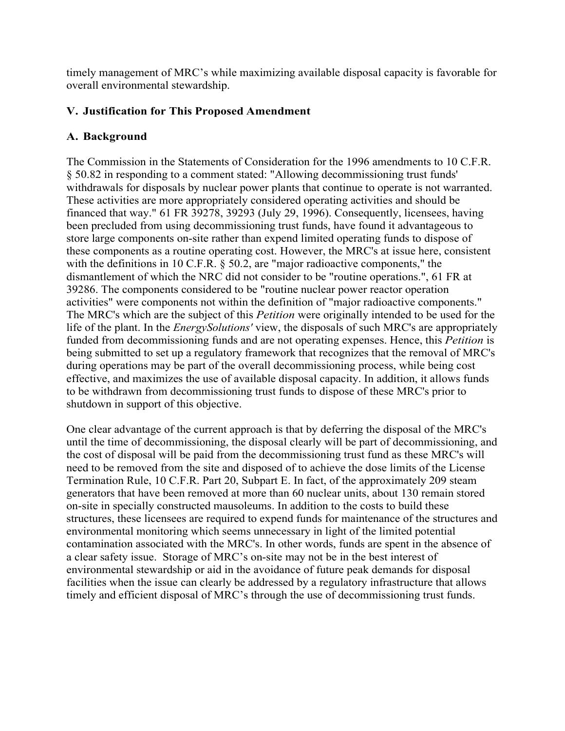timely management of MRC's while maximizing available disposal capacity is favorable for overall environmental stewardship.

## V. Justification for This Proposed Amendment

### A. Background

The Commission in the Statements of Consideration for the 1996 amendments to 10 C.F.R. § 50.82 in responding to a comment stated: "Allowing decommissioning trust funds' withdrawals for disposals by nuclear power plants that continue to operate is not warranted. These activities are more appropriately considered operating activities and should be financed that way." 61 FR 39278, 39293 (July 29, 1996). Consequently, licensees, having been precluded from using decommissioning trust funds, have found it advantageous to store large components on-site rather than expend limited operating funds to dispose of these components as a routine operating cost. However, the MRC's at issue here, consistent with the definitions in 10 C.F.R. § 50.2, are "major radioactive components," the dismantlement of which the NRC did not consider to be "routine operations.", 61 FR at 39286. The components considered to be "routine nuclear power reactor operation activities" were components not within the definition of "major radioactive components." The MRC's which are the subject of this *Petition* were originally intended to be used for the life of the plant. In the *EnergySolutions'* view, the disposals of such MRC's are appropriately funded from decommissioning funds and are not operating expenses. Hence, this *Petition* is being submitted to set up a regulatory framework that recognizes that the removal of MRC's during operations may be part of the overall decommissioning process, while being cost effective, and maximizes the use of available disposal capacity. In addition, it allows funds to be withdrawn from decommissioning trust funds to dispose of these MRC's prior to shutdown in support of this objective.

One clear advantage of the current approach is that by deferring the disposal of the MRC's until the time of decommissioning, the disposal clearly will be part of decommissioning, and the cost of disposal will be paid from the decommissioning trust fund as these MRC's will need to be removed from the site and disposed of to achieve the dose limits of the License Termination Rule, 10 C.F.R. Part 20, Subpart E. In fact, of the approximately 209 steam generators that have been removed at more than 60 nuclear units, about 130 remain stored on-site in specially constructed mausoleums. In addition to the costs to build these structures, these licensees are required to expend funds for maintenance of the structures and environmental monitoring which seems unnecessary in light of the limited potential contamination associated with the MRC's. In other words, funds are spent in the absence of a clear safety issue. Storage of MRC's on-site may not be in the best interest of environmental stewardship or aid in the avoidance of future peak demands for disposal facilities when the issue can clearly be addressed by a regulatory infrastructure that allows timely and efficient disposal of MRC's through the use of decommissioning trust funds.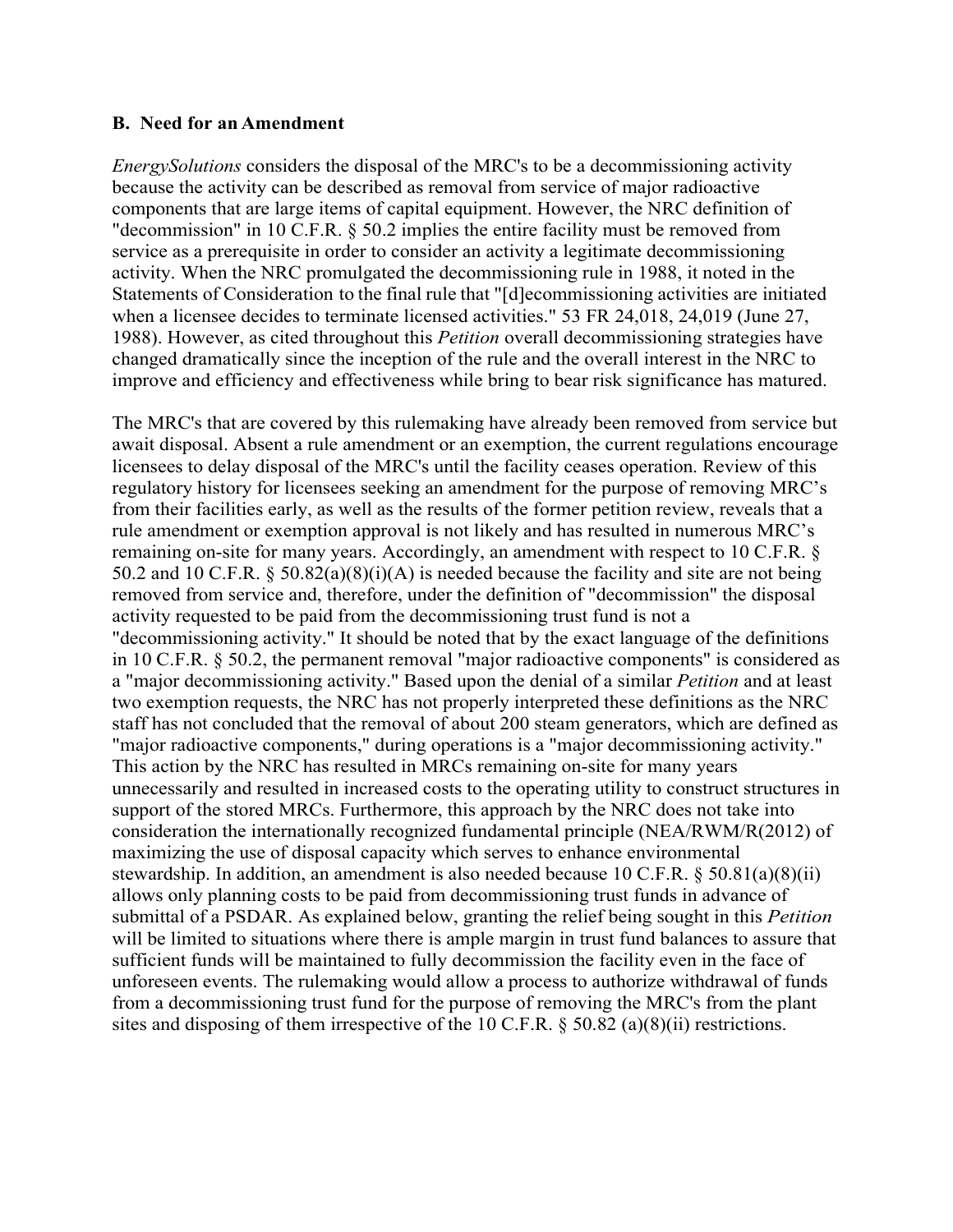### B. Need for an Amendment

*EnergySolutions* considers the disposal of the MRC's to be a decommissioning activity because the activity can be described as removal from service of major radioactive components that are large items of capital equipment. However, the NRC definition of "decommission" in 10 C.F.R. § 50.2 implies the entire facility must be removed from service as a prerequisite in order to consider an activity a legitimate decommissioning activity. When the NRC promulgated the decommissioning rule in 1988, it noted in the Statements of Consideration to the final rule that "[d]ecommissioning activities are initiated when a licensee decides to terminate licensed activities." 53 FR 24,018, 24,019 (June 27, 1988). However, as cited throughout this *Petition* overall decommissioning strategies have changed dramatically since the inception of the rule and the overall interest in the NRC to improve and efficiency and effectiveness while bring to bear risk significance has matured.

The MRC's that are covered by this rulemaking have already been removed from service but await disposal. Absent a rule amendment or an exemption, the current regulations encourage licensees to delay disposal of the MRC's until the facility ceases operation. Review of this regulatory history for licensees seeking an amendment for the purpose of removing MRC's from their facilities early, as well as the results of the former petition review, reveals that a rule amendment or exemption approval is not likely and has resulted in numerous MRC's remaining on-site for many years. Accordingly, an amendment with respect to 10 C.F.R. § 50.2 and 10 C.F.R. § 50.82(a)(8)(i)(A) is needed because the facility and site are not being removed from service and, therefore, under the definition of "decommission" the disposal activity requested to be paid from the decommissioning trust fund is not a "decommissioning activity." It should be noted that by the exact language of the definitions in 10 C.F.R. § 50.2, the permanent removal "major radioactive components" is considered as a "major decommissioning activity." Based upon the denial of a similar *Petition* and at least two exemption requests, the NRC has not properly interpreted these definitions as the NRC staff has not concluded that the removal of about 200 steam generators, which are defined as "major radioactive components," during operations is a "major decommissioning activity." This action by the NRC has resulted in MRCs remaining on-site for many years unnecessarily and resulted in increased costs to the operating utility to construct structures in support of the stored MRCs. Furthermore, this approach by the NRC does not take into consideration the internationally recognized fundamental principle (NEA/RWM/R(2012) of maximizing the use of disposal capacity which serves to enhance environmental stewardship. In addition, an amendment is also needed because 10 C.F.R. § 50.81(a)(8)(ii) allows only planning costs to be paid from decommissioning trust funds in advance of submittal of a PSDAR. As explained below, granting the relief being sought in this *Petition* will be limited to situations where there is ample margin in trust fund balances to assure that sufficient funds will be maintained to fully decommission the facility even in the face of unforeseen events. The rulemaking would allow a process to authorize withdrawal of funds from a decommissioning trust fund for the purpose of removing the MRC's from the plant sites and disposing of them irrespective of the 10 C.F.R. § 50.82 (a)(8)(ii) restrictions.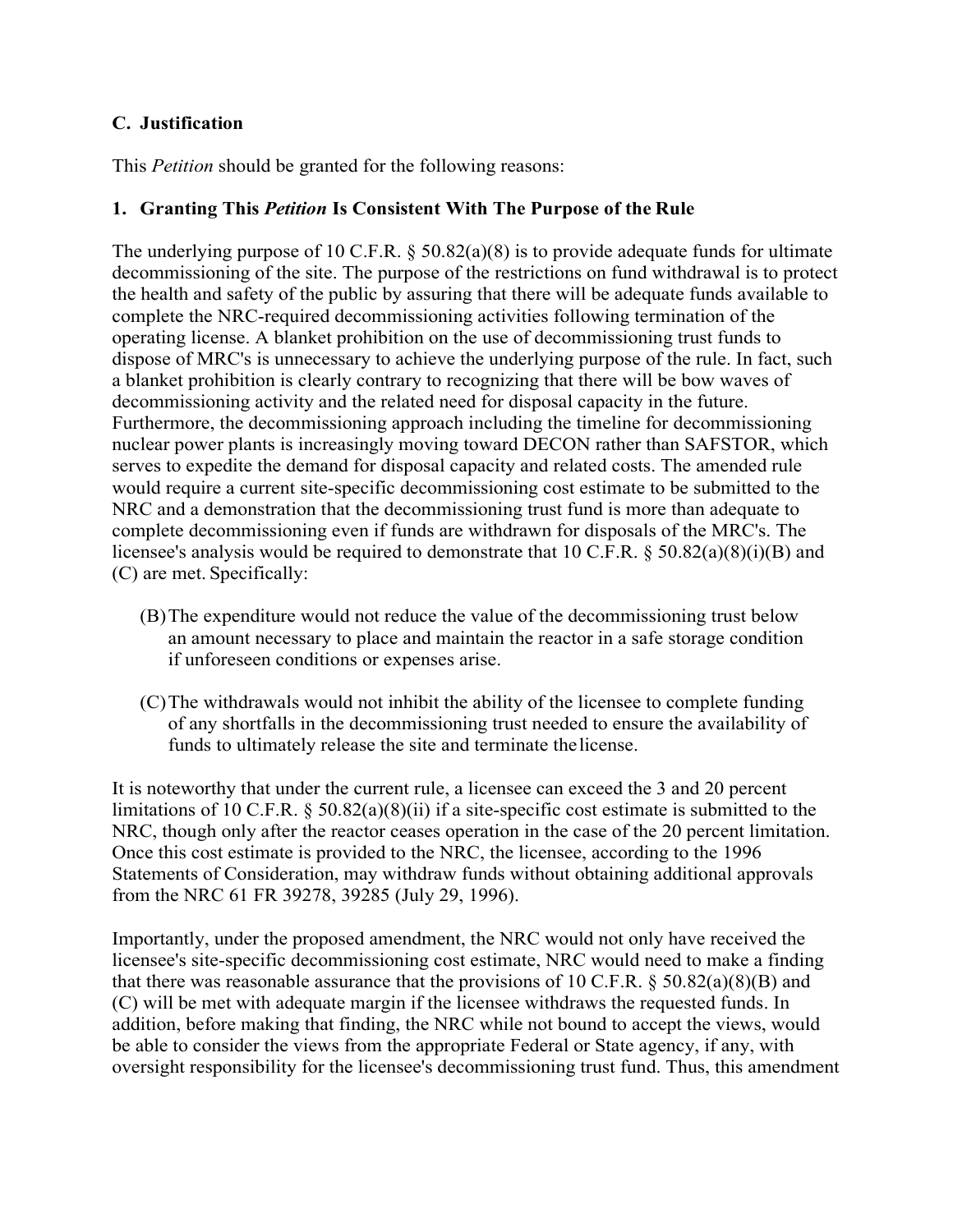### C. Justification

This *Petition* should be granted for the following reasons:

### 1. Granting This *Petition* Is Consistent With The Purpose of the Rule

The underlying purpose of 10 C.F.R. § 50.82(a)(8) is to provide adequate funds for ultimate decommissioning of the site. The purpose of the restrictions on fund withdrawal is to protect the health and safety of the public by assuring that there will be adequate funds available to complete the NRC-required decommissioning activities following termination of the operating license. A blanket prohibition on the use of decommissioning trust funds to dispose of MRC's is unnecessary to achieve the underlying purpose of the rule. In fact, such a blanket prohibition is clearly contrary to recognizing that there will be bow waves of decommissioning activity and the related need for disposal capacity in the future. Furthermore, the decommissioning approach including the timeline for decommissioning nuclear power plants is increasingly moving toward DECON rather than SAFSTOR, which serves to expedite the demand for disposal capacity and related costs. The amended rule would require a current site-specific decommissioning cost estimate to be submitted to the NRC and a demonstration that the decommissioning trust fund is more than adequate to complete decommissioning even if funds are withdrawn for disposals of the MRC's. The licensee's analysis would be required to demonstrate that 10 C.F.R. § 50.82(a)(8)(i)(B) and (C) are met. Specifically:

(B) The expenditure would not reduce the value of the decommissioning trust below an amount necessary to place and maintain the reactor in a safe storage condition if unforeseen conditions or expenses arise.

(C) The withdrawals would not inhibit the ability of the licensee to complete funding of any shortfalls in the decommissioning trust needed to ensure the availability of funds to ultimately release the site and terminate the license.

It is noteworthy that under the current rule, a licensee can exceed the 3 and 20 percent limitations of 10 C.F.R. § 50.82(a)(8)(ii) if a site-specific cost estimate is submitted to the NRC, though only after the reactor ceases operation in the case of the 20 percent limitation. Once this cost estimate is provided to the NRC, the licensee, according to the 1996 Statements of Consideration, may withdraw funds without obtaining additional approvals from the NRC 61 FR 39278, 39285 (July 29, 1996).

Importantly, under the proposed amendment, the NRC would not only have received the licensee's site-specific decommissioning cost estimate, NRC would need to make a finding that there was reasonable assurance that the provisions of 10 C.F.R. § 50.82(a)(8)(B) and (C) will be met with adequate margin if the licensee withdraws the requested funds. In addition, before making that finding, the NRC while not bound to accept the views, would be able to consider the views from the appropriate Federal or State agency, if any, with oversight responsibility for the licensee's decommissioning trust fund. Thus, this amendment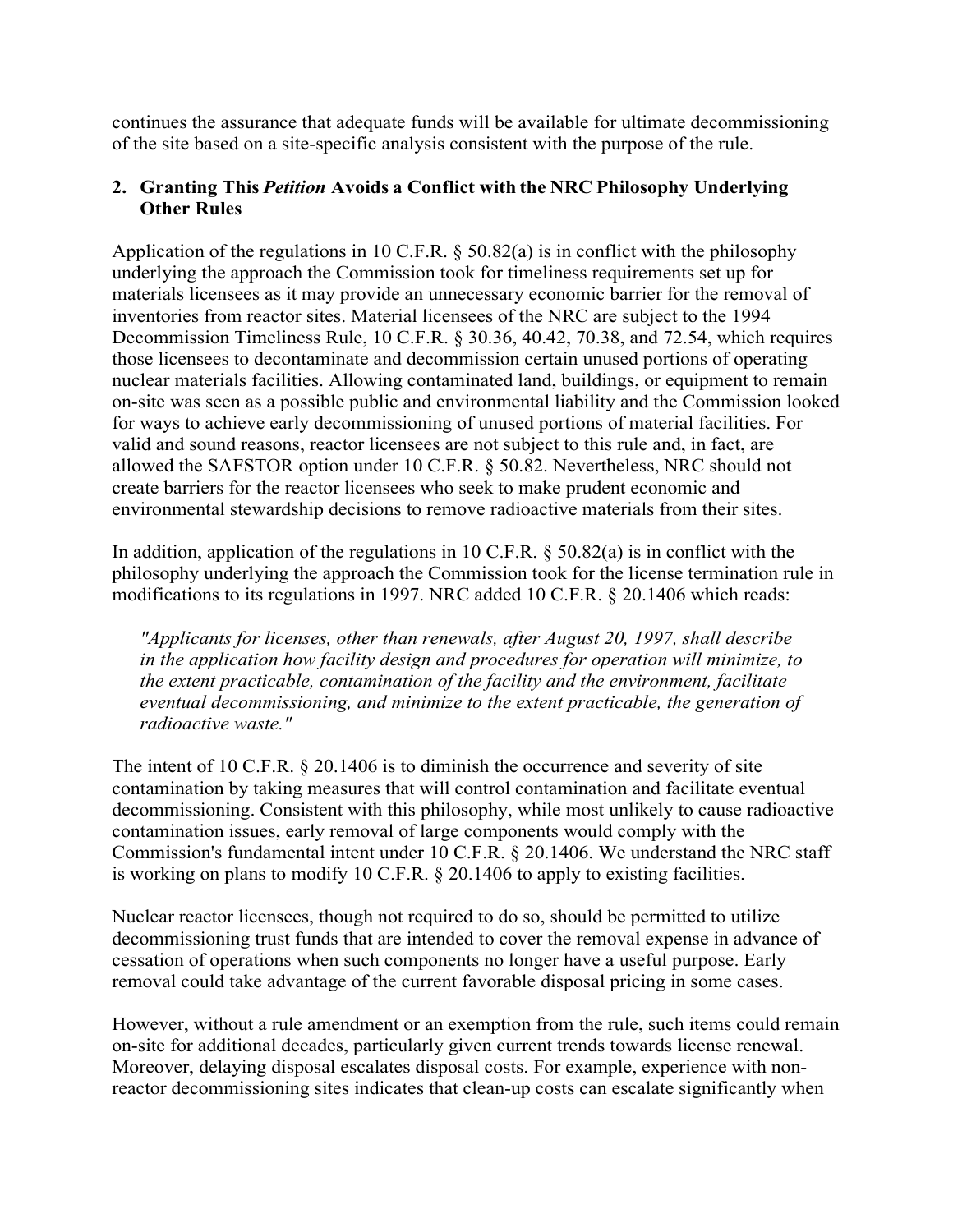continues the assurance that adequate funds will be available for ultimate decommissioning of the site based on a site-specific analysis consistent with the purpose of the rule.

### 2. Granting This *Petition* Avoids a Conflict with the NRC Philosophy Underlying Other Rules

Application of the regulations in 10 C.F.R. § 50.82(a) is in conflict with the philosophy underlying the approach the Commission took for timeliness requirements set up for materials licensees as it may provide an unnecessary economic barrier for the removal of inventories from reactor sites. Material licensees of the NRC are subject to the 1994 Decommission Timeliness Rule, 10 C.F.R. § 30.36, 40.42, 70.38, and 72.54, which requires those licensees to decontaminate and decommission certain unused portions of operating nuclear materials facilities. Allowing contaminated land, buildings, or equipment to remain on-site was seen as a possible public and environmental liability and the Commission looked for ways to achieve early decommissioning of unused portions of material facilities. For valid and sound reasons, reactor licensees are not subject to this rule and, in fact, are allowed the SAFSTOR option under 10 C.F.R. § 50.82. Nevertheless, NRC should not create barriers for the reactor licensees who seek to make prudent economic and environmental stewardship decisions to remove radioactive materials from their sites.

In addition, application of the regulations in 10 C.F.R. § 50.82(a) is in conflict with the philosophy underlying the approach the Commission took for the license termination rule in modifications to its regulations in 1997. NRC added 10 C.F.R. § 20.1406 which reads:

> *"Applicants for licenses, other than renewals, after August 20, 1997, shall describe in the application how facility design and procedures for operation will minimize, to the extent practicable, contamination of the facility and the environment, facilitate eventual decommissioning, and minimize to the extent practicable, the generation of radioactive waste."*

The intent of 10 C.F.R. § 20.1406 is to diminish the occurrence and severity of site contamination by taking measures that will control contamination and facilitate eventual decommissioning. Consistent with this philosophy, while most unlikely to cause radioactive contamination issues, early removal of large components would comply with the Commission's fundamental intent under 10 C.F.R. § 20.1406. We understand the NRC staff is working on plans to modify 10 C.F.R. § 20.1406 to apply to existing facilities.

Nuclear reactor licensees, though not required to do so, should be permitted to utilize decommissioning trust funds that are intended to cover the removal expense in advance of cessation of operations when such components no longer have a useful purpose. Early removal could take advantage of the current favorable disposal pricing in some cases.

However, without a rule amendment or an exemption from the rule, such items could remain on-site for additional decades, particularly given current trends towards license renewal. Moreover, delaying disposal escalates disposal costs. For example, experience with non-reactor decommissioning sites indicates that clean-up costs can escalate significantly when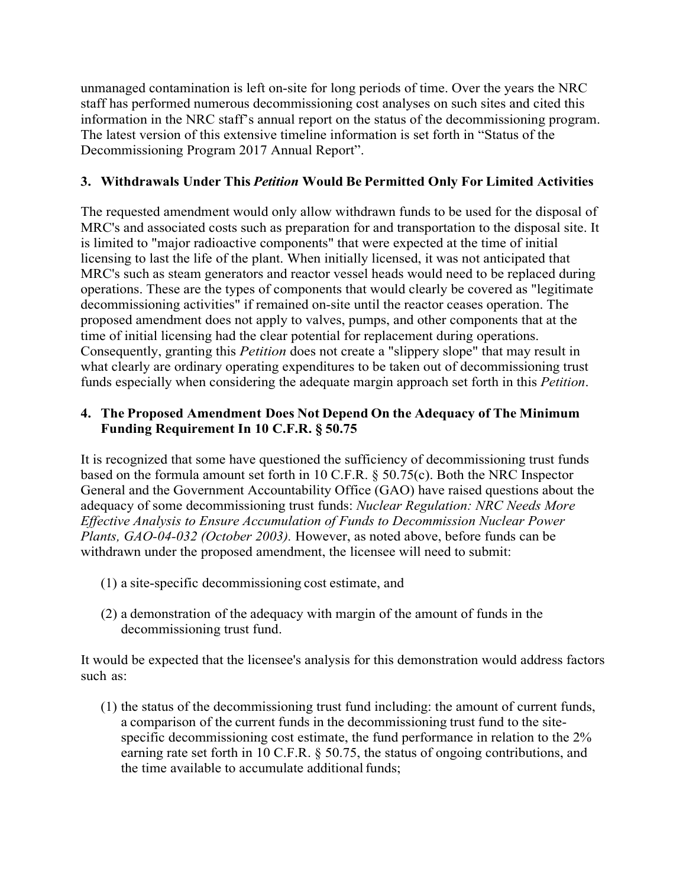unmanaged contamination is left on-site for long periods of time. Over the years the NRC staff has performed numerous decommissioning cost analyses on such sites and cited this information in the NRC staff's annual report on the status of the decommissioning program. The latest version of this extensive timeline information is set forth in "Status of the Decommissioning Program 2017 Annual Report".

### 3. Withdrawals Under This *Petition* Would Be Permitted Only For Limited Activities

The requested amendment would only allow withdrawn funds to be used for the disposal of MRC's and associated costs such as preparation for and transportation to the disposal site. It is limited to "major radioactive components" that were expected at the time of initial licensing to last the life of the plant. When initially licensed, it was not anticipated that MRC's such as steam generators and reactor vessel heads would need to be replaced during operations. These are the types of components that would clearly be covered as "legitimate decommissioning activities" if remained on-site until the reactor ceases operation. The proposed amendment does not apply to valves, pumps, and other components that at the time of initial licensing had the clear potential for replacement during operations. Consequently, granting this *Petition* does not create a "slippery slope" that may result in what clearly are ordinary operating expenditures to be taken out of decommissioning trust funds especially when considering the adequate margin approach set forth in this *Petition*.

### 4. The Proposed Amendment Does Not Depend On the Adequacy of The Minimum Funding Requirement In 10 C.F.R. § 50.75

It is recognized that some have questioned the sufficiency of decommissioning trust funds based on the formula amount set forth in 10 C.F.R. § 50.75(c). Both the NRC Inspector General and the Government Accountability Office (GAO) have raised questions about the adequacy of some decommissioning trust funds: *Nuclear Regulation: NRC Needs More Effective Analysis to Ensure Accumulation of Funds to Decommission Nuclear Power Plants, GAO-04-032 (October 2003).* However, as noted above, before funds can be withdrawn under the proposed amendment, the licensee will need to submit:

(1) a site-specific decommissioning cost estimate, and

(2) a demonstration of the adequacy with margin of the amount of funds in the decommissioning trust fund.

It would be expected that the licensee's analysis for this demonstration would address factors such as:

(1) the status of the decommissioning trust fund including: the amount of current funds, a comparison of the current funds in the decommissioning trust fund to the site-specific decommissioning cost estimate, the fund performance in relation to the 2% earning rate set forth in 10 C.F.R. § 50.75, the status of ongoing contributions, and the time available to accumulate additional funds;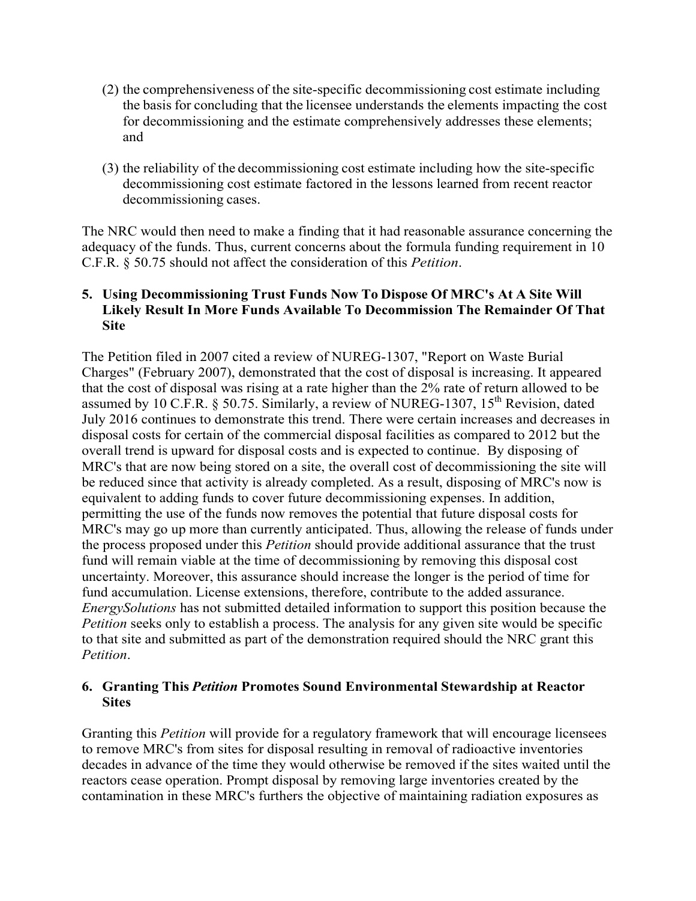(2) the comprehensiveness of the site-specific decommissioning cost estimate including the basis for concluding that the licensee understands the elements impacting the cost for decommissioning and the estimate comprehensively addresses these elements; and

(3) the reliability of the decommissioning cost estimate including how the site-specific decommissioning cost estimate factored in the lessons learned from recent reactor decommissioning cases.

The NRC would then need to make a finding that it had reasonable assurance concerning the adequacy of the funds. Thus, current concerns about the formula funding requirement in 10 C.F.R. § 50.75 should not affect the consideration of this *Petition*.

### 5. Using Decommissioning Trust Funds Now To Dispose Of MRC's At A Site Will Likely Result In More Funds Available To Decommission The Remainder Of That Site

The Petition filed in 2007 cited a review of NUREG-1307, "Report on Waste Burial Charges" (February 2007), demonstrated that the cost of disposal is increasing. It appeared that the cost of disposal was rising at a rate higher than the 2% rate of return allowed to be assumed by 10 C.F.R. § 50.75. Similarly, a review of NUREG-1307, 15th Revision, dated July 2016 continues to demonstrate this trend. There were certain increases and decreases in disposal costs for certain of the commercial disposal facilities as compared to 2012 but the overall trend is upward for disposal costs and is expected to continue. By disposing of MRC's that are now being stored on a site, the overall cost of decommissioning the site will be reduced since that activity is already completed. As a result, disposing of MRC's now is equivalent to adding funds to cover future decommissioning expenses. In addition, permitting the use of the funds now removes the potential that future disposal costs for MRC's may go up more than currently anticipated. Thus, allowing the release of funds under the process proposed under this *Petition* should provide additional assurance that the trust fund will remain viable at the time of decommissioning by removing this disposal cost uncertainty. Moreover, this assurance should increase the longer is the period of time for fund accumulation. License extensions, therefore, contribute to the added assurance. *EnergySolutions* has not submitted detailed information to support this position because the *Petition* seeks only to establish a process. The analysis for any given site would be specific to that site and submitted as part of the demonstration required should the NRC grant this *Petition*.

### 6. Granting This *Petition* Promotes Sound Environmental Stewardship at Reactor Sites

Granting this *Petition* will provide for a regulatory framework that will encourage licensees to remove MRC's from sites for disposal resulting in removal of radioactive inventories decades in advance of the time they would otherwise be removed if the sites waited until the reactors cease operation. Prompt disposal by removing large inventories created by the contamination in these MRC's furthers the objective of maintaining radiation exposures as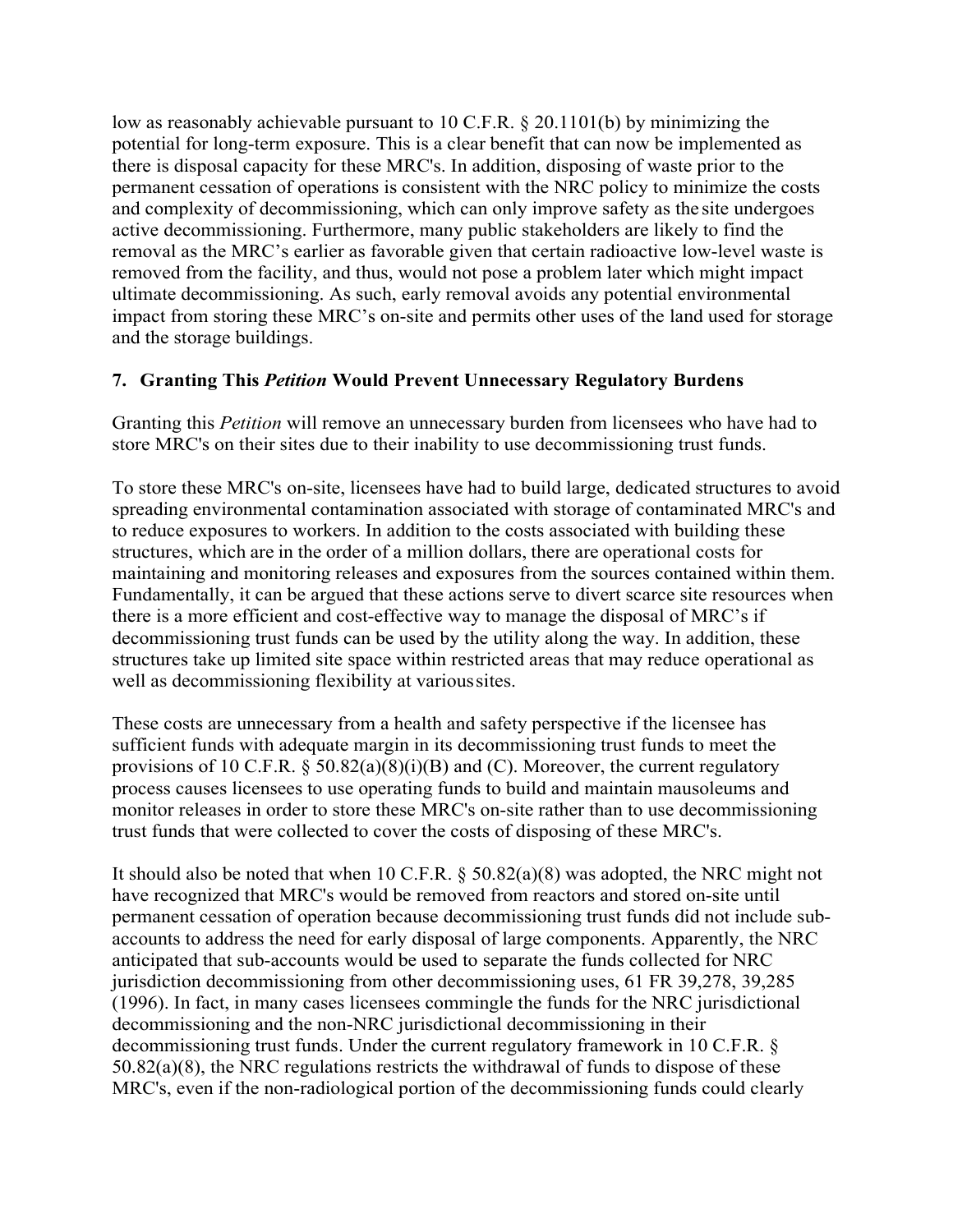low as reasonably achievable pursuant to 10 C.F.R. § 20.1101(b) by minimizing the potential for long-term exposure. This is a clear benefit that can now be implemented as there is disposal capacity for these MRC's. In addition, disposing of waste prior to the permanent cessation of operations is consistent with the NRC policy to minimize the costs and complexity of decommissioning, which can only improve safety as the site undergoes active decommissioning. Furthermore, many public stakeholders are likely to find the removal as the MRC's earlier as favorable given that certain radioactive low-level waste is removed from the facility, and thus, would not pose a problem later which might impact ultimate decommissioning. As such, early removal avoids any potential environmental impact from storing these MRC's on-site and permits other uses of the land used for storage and the storage buildings.

### 7. Granting This *Petition* Would Prevent Unnecessary Regulatory Burdens

Granting this *Petition* will remove an unnecessary burden from licensees who have had to store MRC's on their sites due to their inability to use decommissioning trust funds.

To store these MRC's on-site, licensees have had to build large, dedicated structures to avoid spreading environmental contamination associated with storage of contaminated MRC's and to reduce exposures to workers. In addition to the costs associated with building these structures, which are in the order of a million dollars, there are operational costs for maintaining and monitoring releases and exposures from the sources contained within them. Fundamentally, it can be argued that these actions serve to divert scarce site resources when there is a more efficient and cost-effective way to manage the disposal of MRC's if decommissioning trust funds can be used by the utility along the way. In addition, these structures take up limited site space within restricted areas that may reduce operational as well as decommissioning flexibility at various sites.

These costs are unnecessary from a health and safety perspective if the licensee has sufficient funds with adequate margin in its decommissioning trust funds to meet the provisions of 10 C.F.R. § 50.82(a)(8)(i)(B) and (C). Moreover, the current regulatory process causes licensees to use operating funds to build and maintain mausoleums and monitor releases in order to store these MRC's on-site rather than to use decommissioning trust funds that were collected to cover the costs of disposing of these MRC's.

It should also be noted that when 10 C.F.R. § 50.82(a)(8) was adopted, the NRC might not have recognized that MRC's would be removed from reactors and stored on-site until permanent cessation of operation because decommissioning trust funds did not include sub-accounts to address the need for early disposal of large components. Apparently, the NRC anticipated that sub-accounts would be used to separate the funds collected for NRC jurisdiction decommissioning from other decommissioning uses, 61 FR 39,278, 39,285 (1996). In fact, in many cases licensees commingle the funds for the NRC jurisdictional decommissioning and the non-NRC jurisdictional decommissioning in their decommissioning trust funds. Under the current regulatory framework in 10 C.F.R. § 50.82(a)(8), the NRC regulations restricts the withdrawal of funds to dispose of these MRC's, even if the non-radiological portion of the decommissioning funds could clearly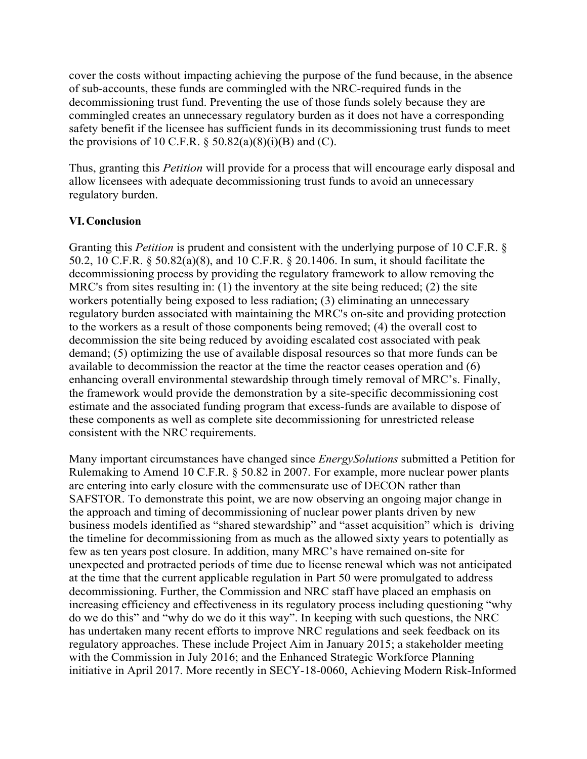cover the costs without impacting achieving the purpose of the fund because, in the absence of sub-accounts, these funds are commingled with the NRC-required funds in the decommissioning trust fund. Preventing the use of those funds solely because they are commingled creates an unnecessary regulatory burden as it does not have a corresponding safety benefit if the licensee has sufficient funds in its decommissioning trust funds to meet the provisions of 10 C.F.R. § 50.82(a)(8)(i)(B) and (C).

Thus, granting this *Petition* will provide for a process that will encourage early disposal and allow licensees with adequate decommissioning trust funds to avoid an unnecessary regulatory burden.

## VI. Conclusion

Granting this *Petition* is prudent and consistent with the underlying purpose of 10 C.F.R. § 50.2, 10 C.F.R. § 50.82(a)(8), and 10 C.F.R. § 20.1406. In sum, it should facilitate the decommissioning process by providing the regulatory framework to allow removing the MRC's from sites resulting in: (1) the inventory at the site being reduced; (2) the site workers potentially being exposed to less radiation; (3) eliminating an unnecessary regulatory burden associated with maintaining the MRC's on-site and providing protection to the workers as a result of those components being removed; (4) the overall cost to decommission the site being reduced by avoiding escalated cost associated with peak demand; (5) optimizing the use of available disposal resources so that more funds can be available to decommission the reactor at the time the reactor ceases operation and (6) enhancing overall environmental stewardship through timely removal of MRC's. Finally, the framework would provide the demonstration by a site-specific decommissioning cost estimate and the associated funding program that excess-funds are available to dispose of these components as well as complete site decommissioning for unrestricted release consistent with the NRC requirements.

Many important circumstances have changed since *EnergySolutions* submitted a Petition for Rulemaking to Amend 10 C.F.R. § 50.82 in 2007. For example, more nuclear power plants are entering into early closure with the commensurate use of DECON rather than SAFSTOR. To demonstrate this point, we are now observing an ongoing major change in the approach and timing of decommissioning of nuclear power plants driven by new business models identified as "shared stewardship" and "asset acquisition" which is driving the timeline for decommissioning from as much as the allowed sixty years to potentially as few as ten years post closure. In addition, many MRC's have remained on-site for unexpected and protracted periods of time due to license renewal which was not anticipated at the time that the current applicable regulation in Part 50 were promulgated to address decommissioning. Further, the Commission and NRC staff have placed an emphasis on increasing efficiency and effectiveness in its regulatory process including questioning "why do we do this" and "why do we do it this way". In keeping with such questions, the NRC has undertaken many recent efforts to improve NRC regulations and seek feedback on its regulatory approaches. These include Project Aim in January 2015; a stakeholder meeting with the Commission in July 2016; and the Enhanced Strategic Workforce Planning initiative in April 2017. More recently in SECY-18-0060, Achieving Modern Risk-Informed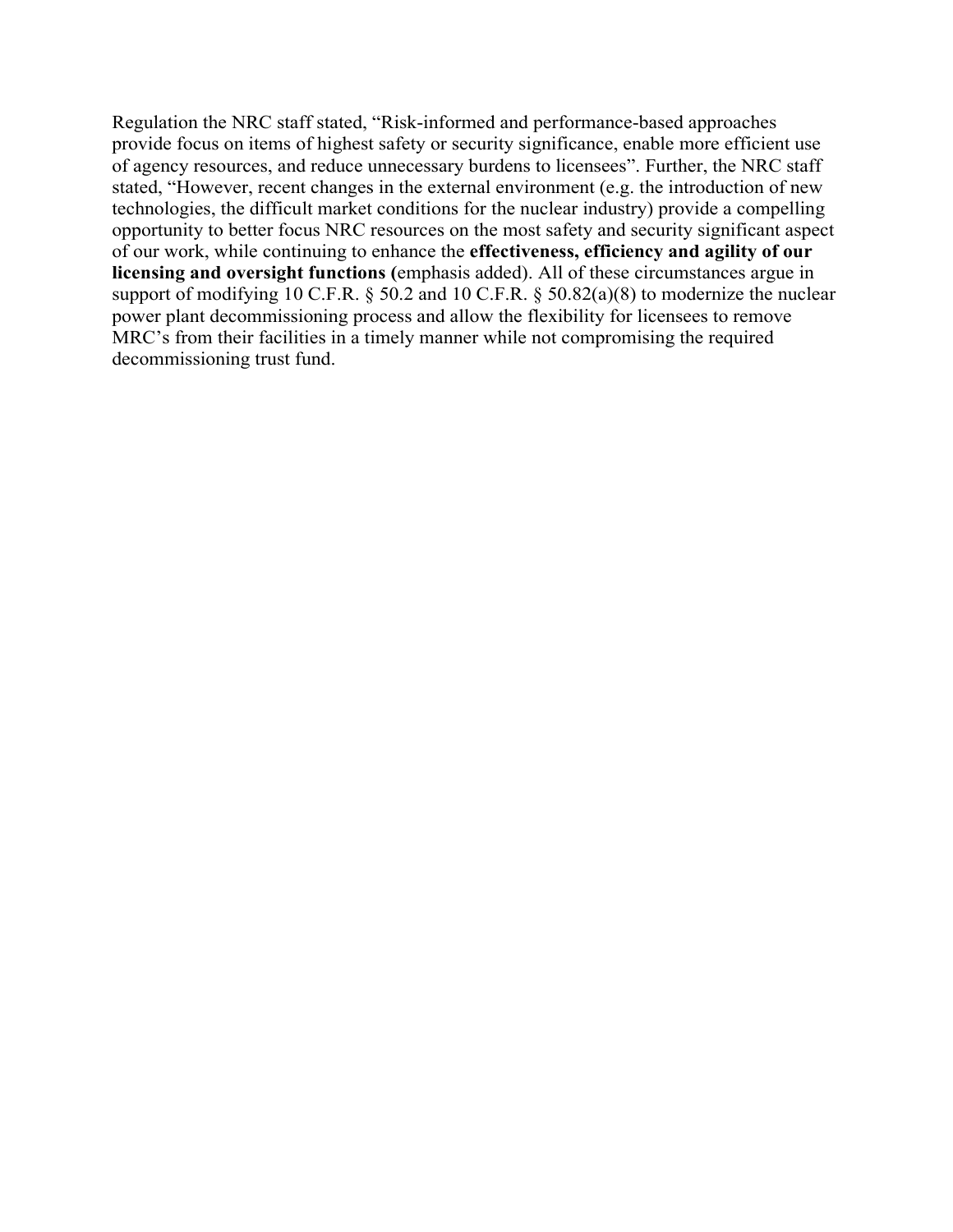Regulation the NRC staff stated, "Risk-informed and performance-based approaches provide focus on items of highest safety or security significance, enable more efficient use of agency resources, and reduce unnecessary burdens to licensees". Further, the NRC staff stated, "However, recent changes in the external environment (e.g. the introduction of new technologies, the difficult market conditions for the nuclear industry) provide a compelling opportunity to better focus NRC resources on the most safety and security significant aspect of our work, while continuing to enhance the **effectiveness, efficiency and agility of our licensing and oversight functions (**emphasis added). All of these circumstances argue in support of modifying 10 C.F.R. § 50.2 and 10 C.F.R. § 50.82(a)(8) to modernize the nuclear power plant decommissioning process and allow the flexibility for licensees to remove MRC's from their facilities in a timely manner while not compromising the required decommissioning trust fund.